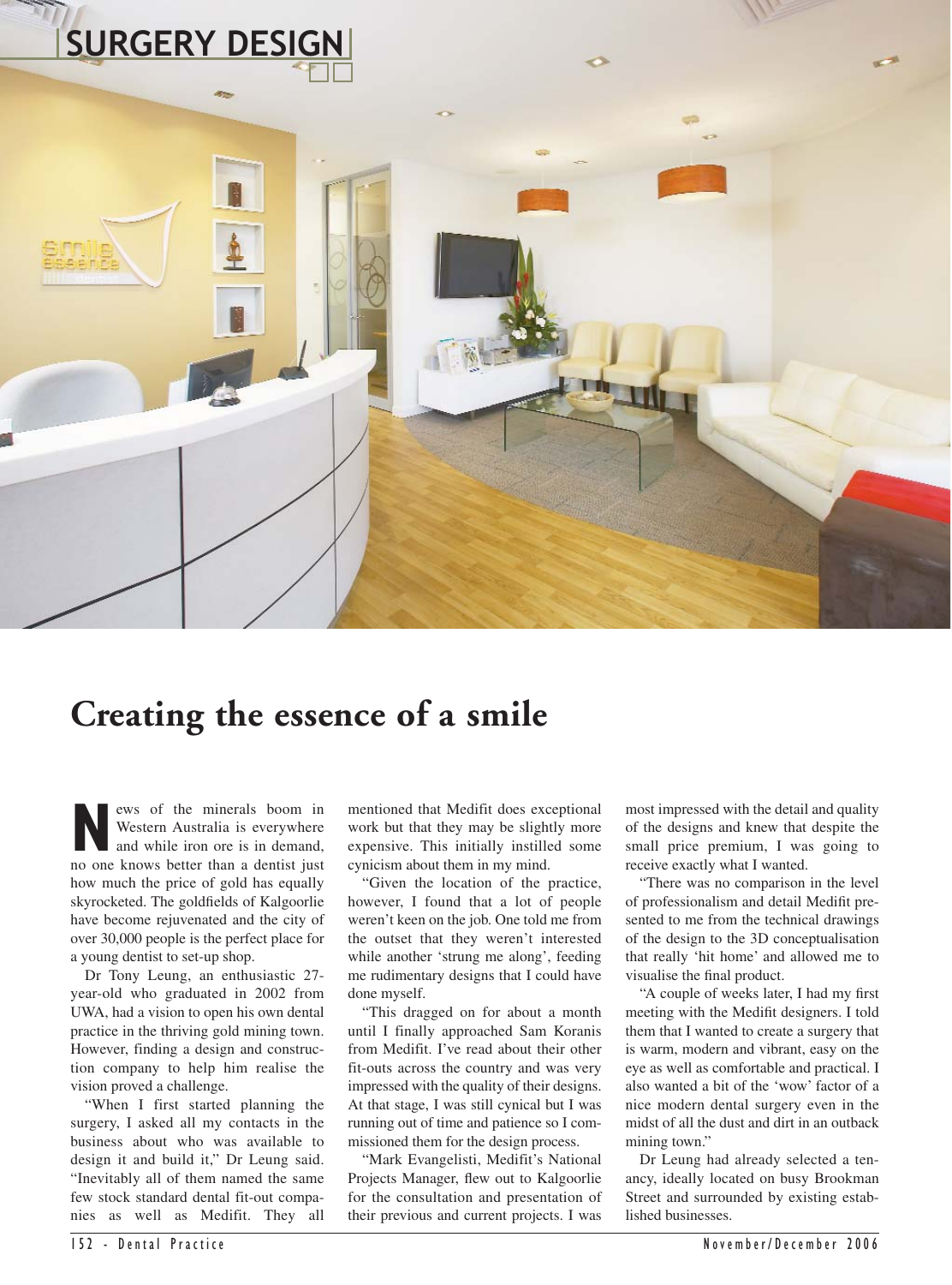# Creating the essence of a smile

News of the minerals boom in Western Australia is everywhere and while iron ore is in demand, no one knows better than a dentist just how much the price of gold has equally skyrocketed. The goldfields of Kalgoorlie have become rejuvenated and the city of over 30,000 people is the perfect place for a young dentist to set-up shop.

Dr Tony Leung, an enthusiastic 27-year-old who graduated in 2002 from UWA, had a vision to open his own dental practice in the thriving gold mining town. However, finding a design and construction company to help him realise the vision proved a challenge.

"When I first started planning the surgery, I asked all my contacts in the business about who was available to design it and build it," Dr Leung said. "Inevitably all of them named the same few stock standard dental fit-out companies as well as Medifit. They all mentioned that Medifit does exceptional work but that they may be slightly more expensive. This initially instilled some cynicism about them in my mind.

"Given the location of the practice, however, I found that a lot of people weren't keen on the job. One told me from the outset that they weren't interested while another 'strung me along', feeding me rudimentary designs that I could have done myself.

"This dragged on for about a month until I finally approached Sam Koranis from Medifit. I've read about their other fit-outs across the country and was very impressed with the quality of their designs. At that stage, I was still cynical but I was running out of time and patience so I commissioned them for the design process.

"Mark Evangelisti, Medifit's National Projects Manager, flew out to Kalgoorlie for the consultation and presentation of their previous and current projects. I was most impressed with the detail and quality of the designs and knew that despite the small price premium, I was going to receive exactly what I wanted.

"There was no comparison in the level of professionalism and detail Medifit presented to me from the technical drawings of the design to the 3D conceptualisation that really 'hit home' and allowed me to visualise the final product.

"A couple of weeks later, I had my first meeting with the Medifit designers. I told them that I wanted to create a surgery that is warm, modern and vibrant, easy on the eye as well as comfortable and practical. I also wanted a bit of the 'wow' factor of a nice modern dental surgery even in the midst of all the dust and dirt in an outback mining town."

Dr Leung had already selected a tenancy, ideally located on busy Brookman Street and surrounded by existing established businesses.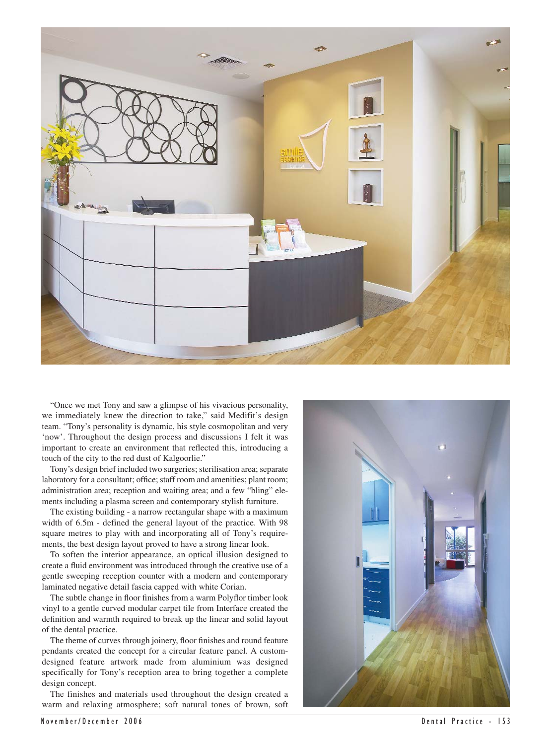"Once we met Tony and saw a glimpse of his vivacious personality, we immediately knew the direction to take," said Medifit's design team. "Tony's personality is dynamic, his style cosmopolitan and very 'now'. Throughout the design process and discussions I felt it was important to create an environment that reflected this, introducing a touch of the city to the red dust of Kalgoorlie."

Tony's design brief included two surgeries; sterilisation area; separate laboratory for a consultant; office; staff room and amenities; plant room; administration area; reception and waiting area; and a few "bling" elements including a plasma screen and contemporary stylish furniture.

The existing building - a narrow rectangular shape with a maximum width of 6.5m - defined the general layout of the practice. With 98 square metres to play with and incorporating all of Tony's requirements, the best design layout proved to have a strong linear look.

To soften the interior appearance, an optical illusion designed to create a fluid environment was introduced through the creative use of a gentle sweeping reception counter with a modern and contemporary laminated negative detail fascia capped with white Corian.

The subtle change in floor finishes from a warm Polyflor timber look vinyl to a gentle curved modular carpet tile from Interface created the definition and warmth required to break up the linear and solid layout of the dental practice.

The theme of curves through joinery, floor finishes and round feature pendants created the concept for a circular feature panel. A custom-designed feature artwork made from aluminium was designed specifically for Tony's reception area to bring together a complete design concept.

The finishes and materials used throughout the design created a warm and relaxing atmosphere; soft natural tones of brown, soft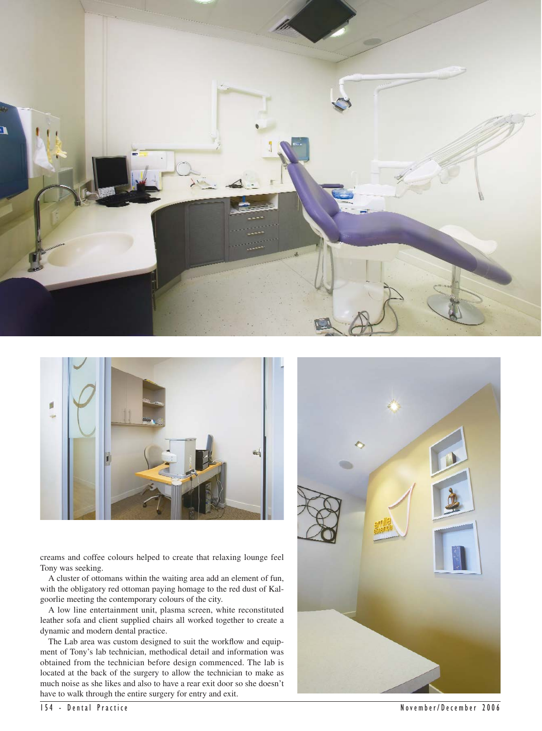creams and coffee colours helped to create that relaxing lounge feel Tony was seeking.

A cluster of ottomans within the waiting area add an element of fun, with the obligatory red ottoman paying homage to the red dust of Kalgoorlie meeting the contemporary colours of the city.

A low line entertainment unit, plasma screen, white reconstituted leather sofa and client supplied chairs all worked together to create a dynamic and modern dental practice.

The Lab area was custom designed to suit the workflow and equipment of Tony's lab technician, methodical detail and information was obtained from the technician before design commenced. The lab is located at the back of the surgery to allow the technician to make as much noise as she likes and also to have a rear exit door so she doesn't have to walk through the entire surgery for entry and exit.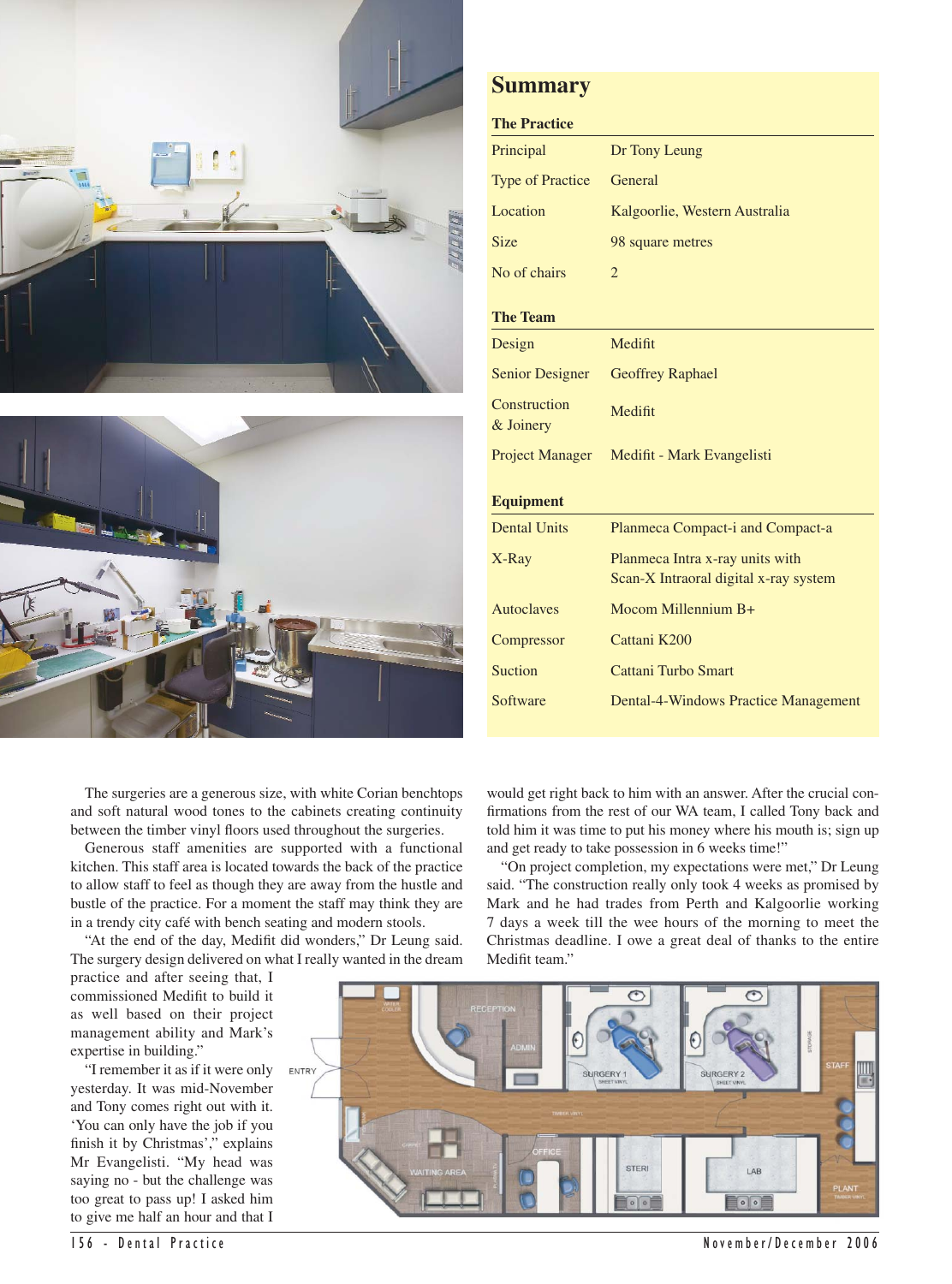## Summary

### The Practice

| | |
|---|---|
| Principal | Dr Tony Leung |
| Type of Practice | General |
| Location | Kalgoorlie, Western Australia |
| Size | 98 square metres |
| No of chairs | 2 |

### The Team

| | |
|---|---|
| Design | Medifit |
| Senior Designer | Geoffrey Raphael |
| Construction & Joinery | Medifit |
| Project Manager | Medifit - Mark Evangelisti |

### Equipment

| | |
|---|---|
| Dental Units | Planmeca Compact-i and Compact-a |
| X-Ray | Planmeca Intra x-ray units with Scan-X Intraoral digital x-ray system |
| Autoclaves | Mocom Millennium B+ |
| Compressor | Cattani K200 |
| Suction | Cattani Turbo Smart |
| Software | Dental-4-Windows Practice Management |

The surgeries are a generous size, with white Corian benchtops and soft natural wood tones to the cabinets creating continuity between the timber vinyl floors used throughout the surgeries.

Generous staff amenities are supported with a functional kitchen. This staff area is located towards the back of the practice to allow staff to feel as though they are away from the hustle and bustle of the practice. For a moment the staff may think they are in a trendy city café with bench seating and modern stools.

"At the end of the day, Medifit did wonders," Dr Leung said. The surgery design delivered on what I really wanted in the dream practice and after seeing that, I commissioned Medifit to build it as well based on their project management ability and Mark's expertise in building."

"I remember it as if it were only yesterday. It was mid-November and Tony comes right out with it. 'You can only have the job if you finish it by Christmas'," explains Mr Evangelisti. "My head was saying no - but the challenge was too great to pass up! I asked him to give me half an hour and that I would get right back to him with an answer. After the crucial confirmations from the rest of our WA team, I called Tony back and told him it was time to put his money where his mouth is; sign up and get ready to take possession in 6 weeks time!"

"On project completion, my expectations were met," Dr Leung said. "The construction really only took 4 weeks as promised by Mark and he had trades from Perth and Kalgoorlie working 7 days a week till the wee hours of the morning to meet the Christmas deadline. I owe a great deal of thanks to the entire Medifit team."

ENTRY
RECEPTION
ADMIN
SURGERY 1
SURGERY 2
STORAGE
STAFF
OFFICE
WAITING AREA
STERI
LAB
PLANT